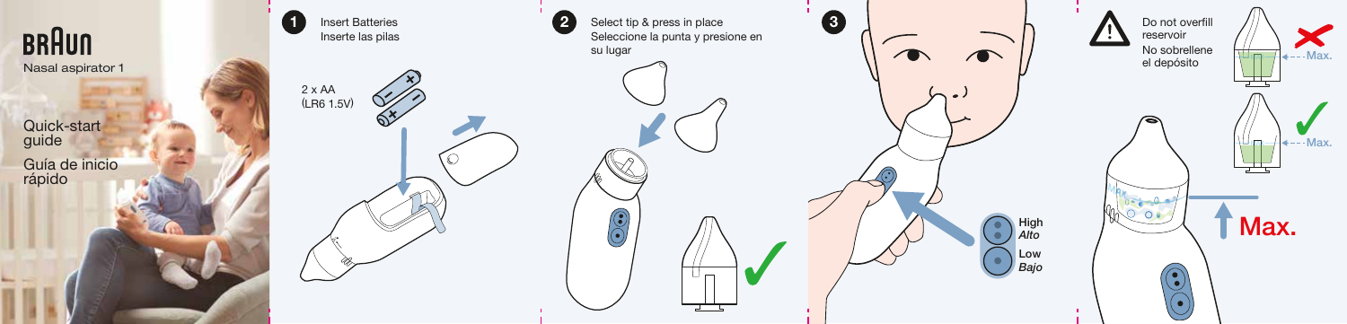# BRAUN

Nasal aspirator 1

Quick-start guide

Guía de inicio rápido

**1** Insert Batteries
Inserte las pilas

2 x AA
(LR6 1.5V)

**2** Select tip & press in place
Seleccione la punta y presione en su lugar

**3**

High
*Alto*

Low
*Bajo*

Do not overfill reservoir
No sobrellene el depósito

Max.

Max.

Max.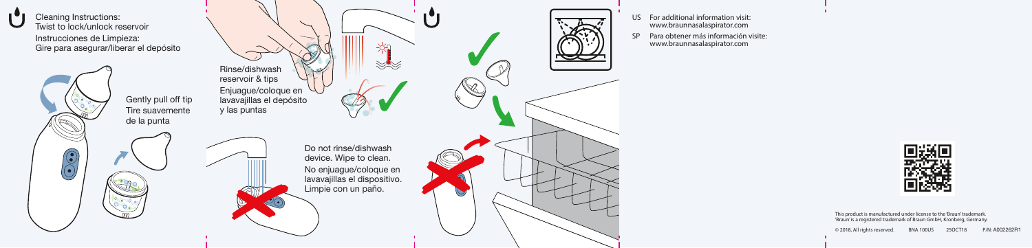Cleaning Instructions:
Twist to lock/unlock reservoir

Instrucciones de Limpieza:
Gire para asegurar/liberar el depósito

Gently pull off tip
Tire suavemente de la punta

Rinse/dishwash reservoir & tips
Enjuague/coloque en lavavajillas el depósito y las puntas

Do not rinse/dishwash device. Wipe to clean.
No enjuague/coloque en lavavajillas el dispositivo. Limpie con un paño.

US For additional information visit: www.braunnasalaspirator.com

SP Para obtener más información visite: www.braunnasalaspirator.com

This product is manufactured under license to the 'Braun' trademark.
'Braun' is a registered trademark of Braun GmbH, Kronberg, Germany.

© 2018, All rights reserved. BNA 100US 25OCT18 P/N: A002262R1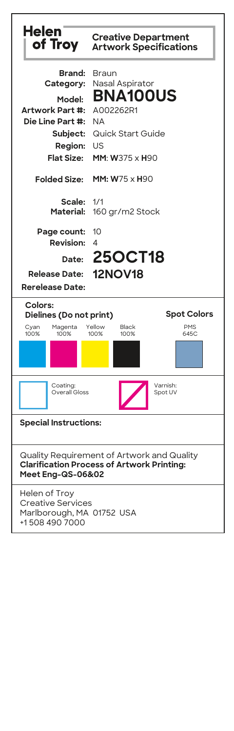# Helen of Troy

## Creative Department Artwork Specifications

| | |
|---|---|
| **Brand:** | Braun |
| **Category:** | Nasal Aspirator |
| **Model:** | **BNA100US** |
| **Artwork Part #:** | A002262R1 |
| **Die Line Part #:** | NA |
| **Subject:** | Quick Start Guide |
| **Region:** | US |
| **Flat Size:** | **MM**: **W**375 x **H**90 |
| **Folded Size:** | **MM: W**75 x **H**90 |
| **Scale:** | 1/1 |
| **Material:** | 160 gr/m2 Stock |
| **Page count:** | 10 |
| **Revision:** | 4 |
| **Date:** | **25OCT18** |
| **Release Date:** | **12NOV18** |
| **Rerelease Date:** | |

**Colors:**
**Dielines (Do not print)**

Cyan 100%
Magenta 100%
Yellow 100%
Black 100%

**Spot Colors**

PMS 645C

Coating: Overall Gloss

Varnish: Spot UV

**Special Instructions:**

Quality Requirement of Artwork and Quality
**Clarification Process of Artwork Printing: Meet Eng-QS-06&02**

Helen of Troy
Creative Services
Marlborough, MA 01752 USA
+1 508 490 7000